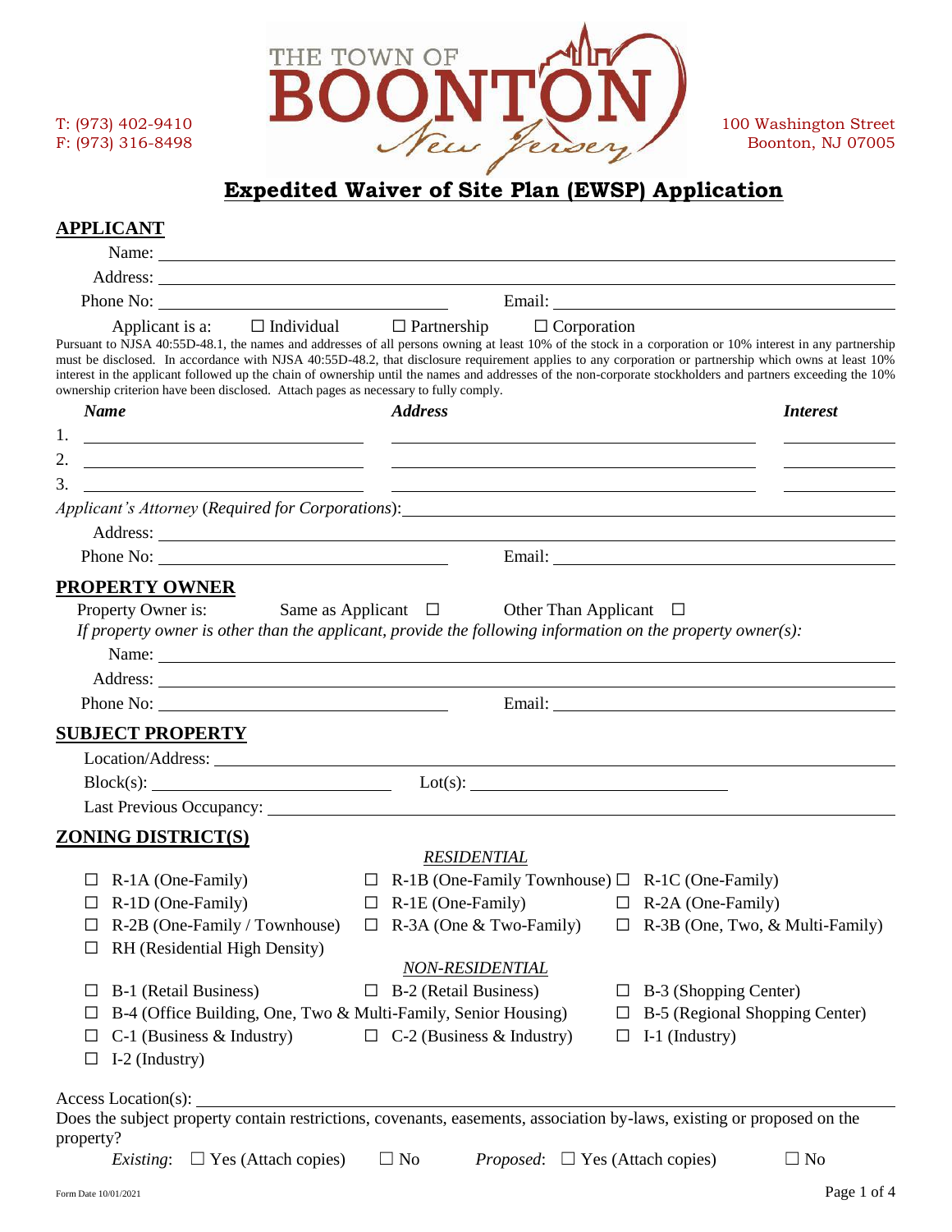T: (973) 402-9410
F: (973) 316-8498

THE TOWN OF BOONTON New Jersey

100 Washington Street
Boonton, NJ 07005

# Expedited Waiver of Site Plan (EWSP) Application

## APPLICANT

Name: ______________________________

Address: ______________________________

Phone No: ______________________________ Email: ______________________________

Applicant is a: ☐ Individual ☐ Partnership ☐ Corporation

Pursuant to NJSA 40:55D-48.1, the names and addresses of all persons owning at least 10% of the stock in a corporation or 10% interest in any partnership must be disclosed. In accordance with NJSA 40:55D-48.2, that disclosure requirement applies to any corporation or partnership which owns at least 10% interest in the applicant followed up the chain of ownership until the names and addresses of the non-corporate stockholders and partners exceeding the 10% ownership criterion have been disclosed. Attach pages as necessary to fully comply.

| | *Name* | *Address* | *Interest* |
|---|---|---|---|
| 1. | | | |
| 2. | | | |
| 3. | | | |

*Applicant's Attorney* (*Required for Corporations*): ______________________________

Address: ______________________________

Phone No: ______________________________ Email: ______________________________

## PROPERTY OWNER

Property Owner is: Same as Applicant ☐ Other Than Applicant ☐

*If property owner is other than the applicant, provide the following information on the property owner(s):*

Name: ______________________________

Address: ______________________________

Phone No: ______________________________ Email: ______________________________

## SUBJECT PROPERTY

Location/Address: ______________________________

Block(s): ______________________________ Lot(s): ______________________________

Last Previous Occupancy: ______________________________

## ZONING DISTRICT(S)

*RESIDENTIAL*

☐ R-1A (One-Family) ☐ R-1B (One-Family Townhouse) ☐ R-1C (One-Family)

☐ R-1D (One-Family) ☐ R-1E (One-Family) ☐ R-2A (One-Family)

☐ R-2B (One-Family / Townhouse) ☐ R-3A (One & Two-Family) ☐ R-3B (One, Two, & Multi-Family)

☐ RH (Residential High Density)

*NON-RESIDENTIAL*

☐ B-1 (Retail Business) ☐ B-2 (Retail Business) ☐ B-3 (Shopping Center)

☐ B-4 (Office Building, One, Two & Multi-Family, Senior Housing) ☐ B-5 (Regional Shopping Center)

☐ C-1 (Business & Industry) ☐ C-2 (Business & Industry) ☐ I-1 (Industry)

☐ I-2 (Industry)

Access Location(s): ______________________________

Does the subject property contain restrictions, covenants, easements, association by-laws, existing or proposed on the property?

*Existing*: ☐ Yes (Attach copies) ☐ No *Proposed*: ☐ Yes (Attach copies) ☐ No

Form Date 10/01/2021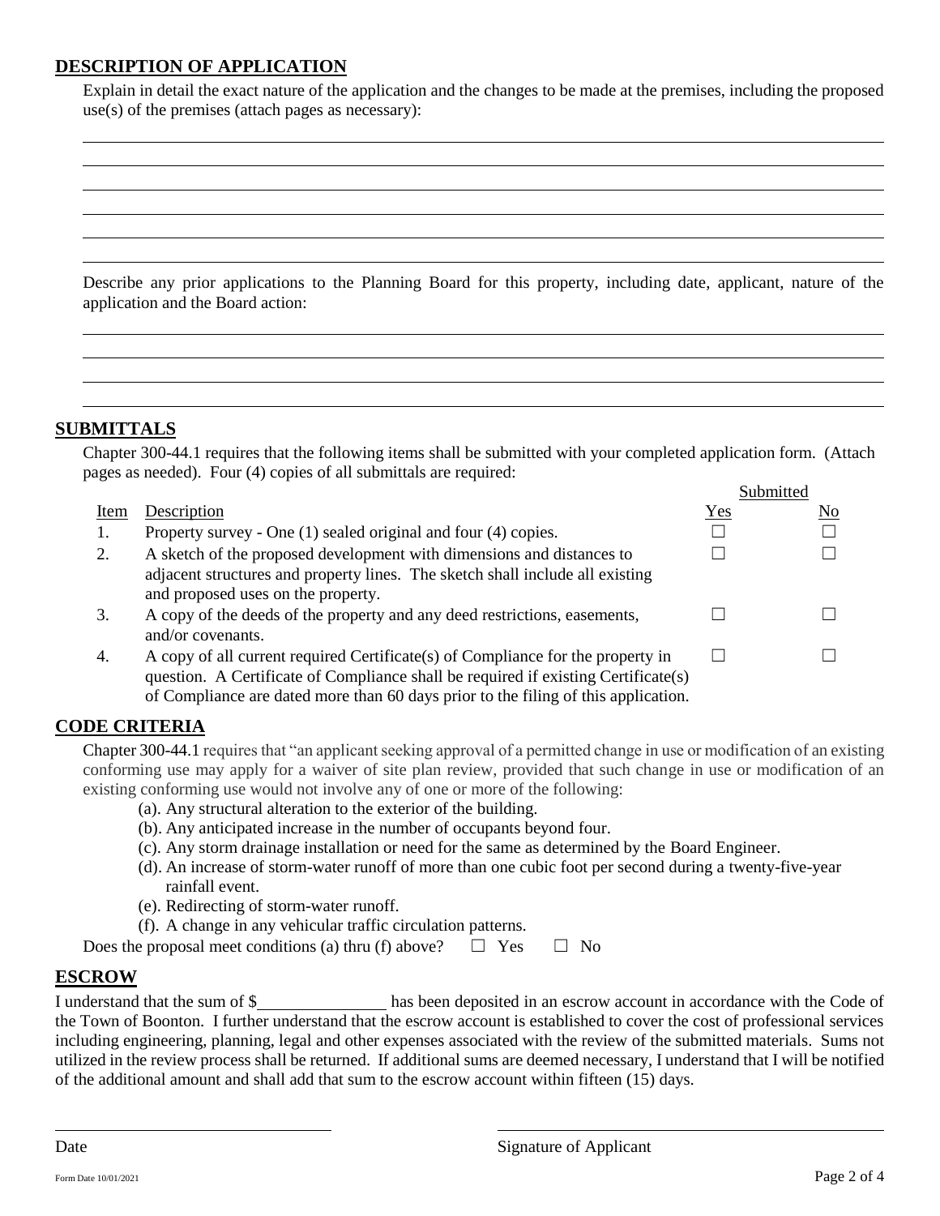## DESCRIPTION OF APPLICATION

Explain in detail the exact nature of the application and the changes to be made at the premises, including the proposed use(s) of the premises (attach pages as necessary):

\_\_\_\_\_\_\_\_\_\_\_\_\_\_\_\_\_\_\_\_\_\_\_\_\_\_\_\_\_\_\_\_\_\_\_\_\_\_\_\_\_\_\_\_\_\_\_\_\_\_\_\_\_\_\_\_\_\_\_\_\_\_\_\_\_\_\_\_\_\_\_\_

\_\_\_\_\_\_\_\_\_\_\_\_\_\_\_\_\_\_\_\_\_\_\_\_\_\_\_\_\_\_\_\_\_\_\_\_\_\_\_\_\_\_\_\_\_\_\_\_\_\_\_\_\_\_\_\_\_\_\_\_\_\_\_\_\_\_\_\_\_\_\_\_

\_\_\_\_\_\_\_\_\_\_\_\_\_\_\_\_\_\_\_\_\_\_\_\_\_\_\_\_\_\_\_\_\_\_\_\_\_\_\_\_\_\_\_\_\_\_\_\_\_\_\_\_\_\_\_\_\_\_\_\_\_\_\_\_\_\_\_\_\_\_\_\_

\_\_\_\_\_\_\_\_\_\_\_\_\_\_\_\_\_\_\_\_\_\_\_\_\_\_\_\_\_\_\_\_\_\_\_\_\_\_\_\_\_\_\_\_\_\_\_\_\_\_\_\_\_\_\_\_\_\_\_\_\_\_\_\_\_\_\_\_\_\_\_\_

\_\_\_\_\_\_\_\_\_\_\_\_\_\_\_\_\_\_\_\_\_\_\_\_\_\_\_\_\_\_\_\_\_\_\_\_\_\_\_\_\_\_\_\_\_\_\_\_\_\_\_\_\_\_\_\_\_\_\_\_\_\_\_\_\_\_\_\_\_\_\_\_

\_\_\_\_\_\_\_\_\_\_\_\_\_\_\_\_\_\_\_\_\_\_\_\_\_\_\_\_\_\_\_\_\_\_\_\_\_\_\_\_\_\_\_\_\_\_\_\_\_\_\_\_\_\_\_\_\_\_\_\_\_\_\_\_\_\_\_\_\_\_\_\_

Describe any prior applications to the Planning Board for this property, including date, applicant, nature of the application and the Board action:

\_\_\_\_\_\_\_\_\_\_\_\_\_\_\_\_\_\_\_\_\_\_\_\_\_\_\_\_\_\_\_\_\_\_\_\_\_\_\_\_\_\_\_\_\_\_\_\_\_\_\_\_\_\_\_\_\_\_\_\_\_\_\_\_\_\_\_\_\_\_\_\_

\_\_\_\_\_\_\_\_\_\_\_\_\_\_\_\_\_\_\_\_\_\_\_\_\_\_\_\_\_\_\_\_\_\_\_\_\_\_\_\_\_\_\_\_\_\_\_\_\_\_\_\_\_\_\_\_\_\_\_\_\_\_\_\_\_\_\_\_\_\_\_\_

\_\_\_\_\_\_\_\_\_\_\_\_\_\_\_\_\_\_\_\_\_\_\_\_\_\_\_\_\_\_\_\_\_\_\_\_\_\_\_\_\_\_\_\_\_\_\_\_\_\_\_\_\_\_\_\_\_\_\_\_\_\_\_\_\_\_\_\_\_\_\_\_

\_\_\_\_\_\_\_\_\_\_\_\_\_\_\_\_\_\_\_\_\_\_\_\_\_\_\_\_\_\_\_\_\_\_\_\_\_\_\_\_\_\_\_\_\_\_\_\_\_\_\_\_\_\_\_\_\_\_\_\_\_\_\_\_\_\_\_\_\_\_\_\_

## SUBMITTALS

Chapter 300-44.1 requires that the following items shall be submitted with your completed application form. (Attach pages as needed). Four (4) copies of all submittals are required:

| Item | Description | Submitted Yes | Submitted No |
|---|---|---|---|
| 1. | Property survey - One (1) sealed original and four (4) copies. | ☐ | ☐ |
| 2. | A sketch of the proposed development with dimensions and distances to adjacent structures and property lines. The sketch shall include all existing and proposed uses on the property. | ☐ | ☐ |
| 3. | A copy of the deeds of the property and any deed restrictions, easements, and/or covenants. | ☐ | ☐ |
| 4. | A copy of all current required Certificate(s) of Compliance for the property in question. A Certificate of Compliance shall be required if existing Certificate(s) of Compliance are dated more than 60 days prior to the filing of this application. | ☐ | ☐ |

## CODE CRITERIA

Chapter 300-44.1 requires that "an applicant seeking approval of a permitted change in use or modification of an existing conforming use may apply for a waiver of site plan review, provided that such change in use or modification of an existing conforming use would not involve any of one or more of the following:

(a). Any structural alteration to the exterior of the building.
(b). Any anticipated increase in the number of occupants beyond four.
(c). Any storm drainage installation or need for the same as determined by the Board Engineer.
(d). An increase of storm-water runoff of more than one cubic foot per second during a twenty-five-year rainfall event.
(e). Redirecting of storm-water runoff.
(f). A change in any vehicular traffic circulation patterns.

Does the proposal meet conditions (a) thru (f) above? ☐ Yes ☐ No

## ESCROW

I understand that the sum of $\_\_\_\_\_\_\_\_\_\_\_\_\_\_\_ has been deposited in an escrow account in accordance with the Code of the Town of Boonton. I further understand that the escrow account is established to cover the cost of professional services including engineering, planning, legal and other expenses associated with the review of the submitted materials. Sums not utilized in the review process shall be returned. If additional sums are deemed necessary, I understand that I will be notified of the additional amount and shall add that sum to the escrow account within fifteen (15) days.

\_\_\_\_\_\_\_\_\_\_\_\_\_\_\_\_\_\_\_\_\_\_\_\_\_\_\_\_\_\_ \_\_\_\_\_\_\_\_\_\_\_\_\_\_\_\_\_\_\_\_\_\_\_\_\_\_\_\_\_\_

Date Signature of Applicant

Form Date 10/01/2021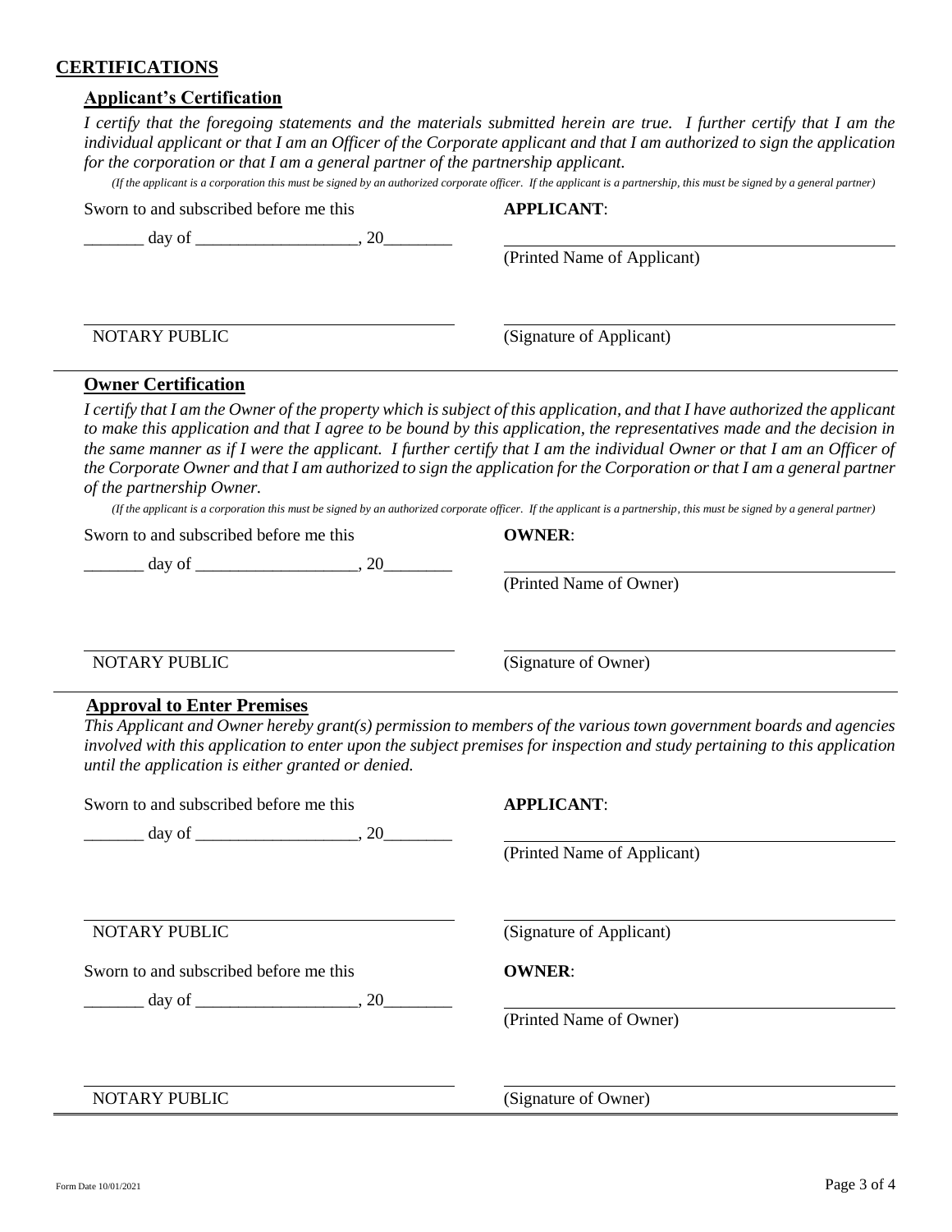# CERTIFICATIONS

## Applicant's Certification

*I certify that the foregoing statements and the materials submitted herein are true. I further certify that I am the individual applicant or that I am an Officer of the Corporate applicant and that I am authorized to sign the application for the corporation or that I am a general partner of the partnership applicant.*

*(If the applicant is a corporation this must be signed by an authorized corporate officer. If the applicant is a partnership, this must be signed by a general partner)*

Sway to and subscribed before me this

_______ day of ___________________, 20________

_______________________________
NOTARY PUBLIC

**APPLICANT**:

_______________________________
(Printed Name of Applicant)

_______________________________
(Signature of Applicant)

## Owner Certification

*I certify that I am the Owner of the property which is subject of this application, and that I have authorized the applicant to make this application and that I agree to be bound by this application, the representatives made and the decision in the same manner as if I were the applicant. I further certify that I am the individual Owner or that I am an Officer of the Corporate Owner and that I am authorized to sign the application for the Corporation or that I am a general partner of the partnership Owner.*

*(If the applicant is a corporation this must be signed by an authorized corporate officer. If the applicant is a partnership, this must be signed by a general partner)*

Sworn to and subscribed before me this

_______ day of ___________________, 20________

_______________________________
NOTARY PUBLIC

**OWNER**:

_______________________________
(Printed Name of Owner)

_______________________________
(Signature of Owner)

## Approval to Enter Premises

*This Applicant and Owner hereby grant(s) permission to members of the various town government boards and agencies involved with this application to enter upon the subject premises for inspection and study pertaining to this application until the application is either granted or denied.*

Sworn to and subscribed before me this

_______ day of ___________________, 20________

_______________________________
NOTARY PUBLIC

**APPLICANT**:

_______________________________
(Printed Name of Applicant)

_______________________________
(Signature of Applicant)

Sworn to and subscribed before me this

_______ day of ___________________, 20________

_______________________________
NOTARY PUBLIC

**OWNER**:

_______________________________
(Printed Name of Owner)

_______________________________
(Signature of Owner)

Form Date 10/01/2021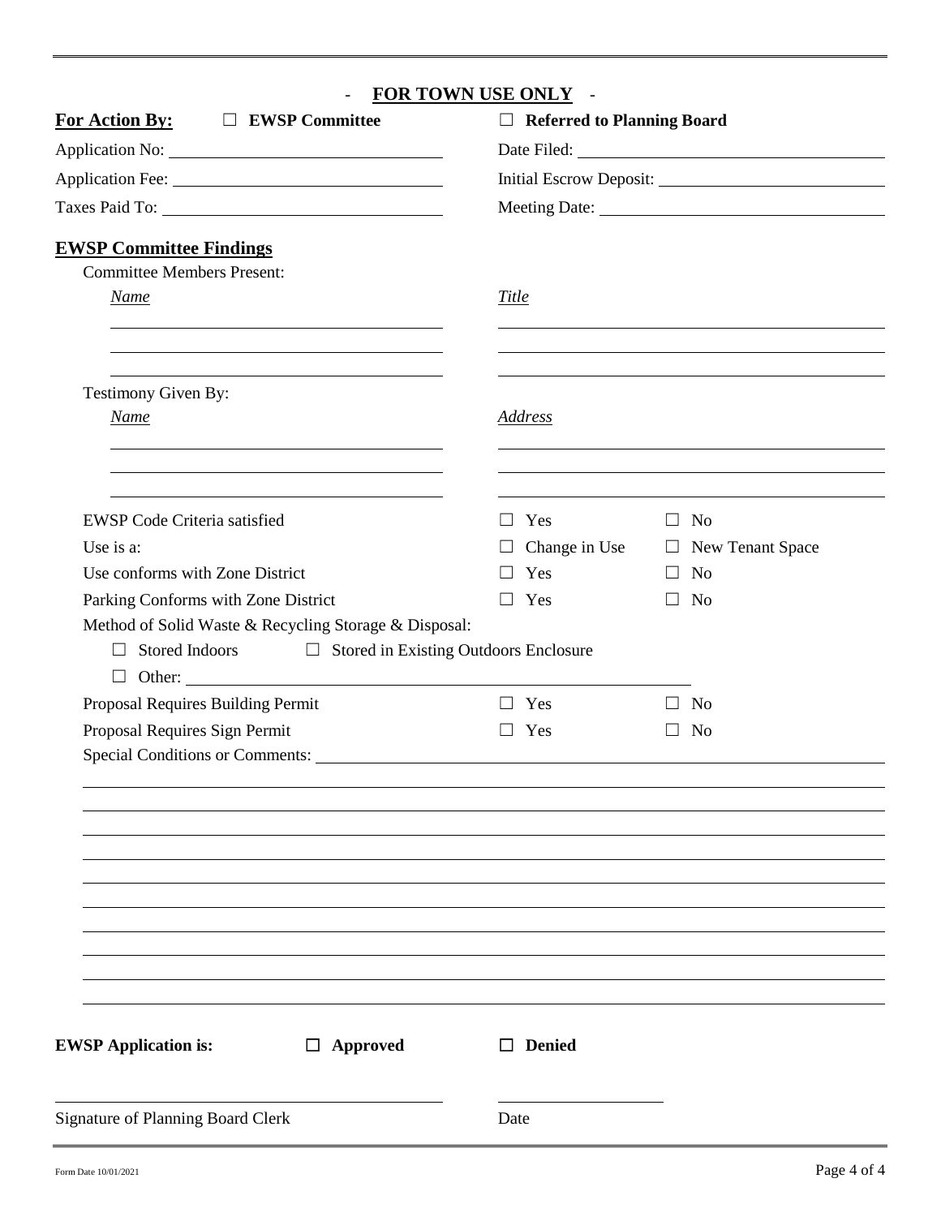## - FOR TOWN USE ONLY -

**For Action By:** ☐ **EWSP Committee** ☐ **Referred to Planning Board**

Application No: ______________________ Date Filed: ______________________

Application Fee: ______________________ Initial Escrow Deposit: ______________________

Taxes Paid To: ______________________ Meeting Date: ______________________

## EWSP Committee Findings

Committee Members Present:

| *Name* | *Title* |
| --- | --- |
| | |
| | |
| | |

Testimony Given By:

| *Name* | *Address* |
| --- | --- |
| | |
| | |
| | |

| | | |
| --- | --- | --- |
| EWSP Code Criteria satisfied | ☐ Yes | ☐ No |
| Use is a: | ☐ Change in Use | ☐ New Tenant Space |
| Use conforms with Zone District | ☐ Yes | ☐ No |
| Parking Conforms with Zone District | ☐ Yes | ☐ No |

Method of Solid Waste & Recycling Storage & Disposal:

☐ Stored Indoors ☐ Stored in Existing Outdoors Enclosure

☐ Other: ______________________

| | | |
| --- | --- | --- |
| Proposal Requires Building Permit | ☐ Yes | ☐ No |
| Proposal Requires Sign Permit | ☐ Yes | ☐ No |

Special Conditions or Comments: ______________________

**EWSP Application is:** ☐ **Approved** ☐ **Denied**

______________________ ______________________

Signature of Planning Board Clerk Date

Form Date 10/01/2021